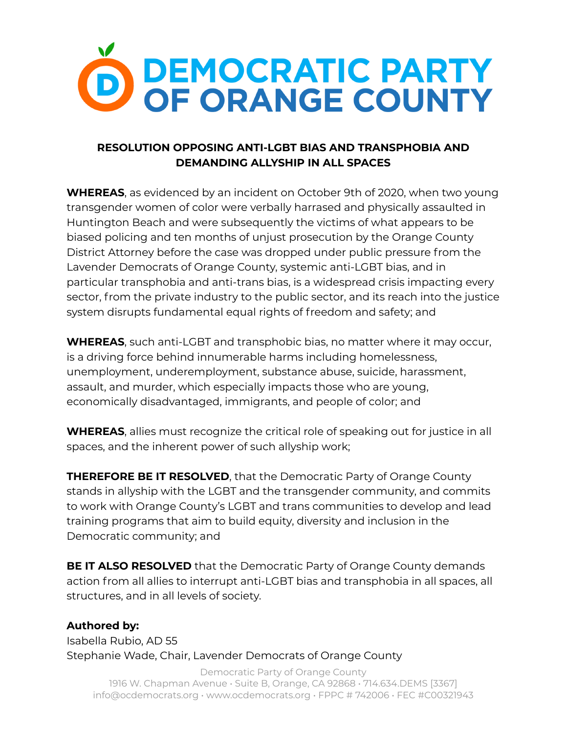# DEMOCRATIC PARTY OF ORANGE COUNTY

## RESOLUTION OPPOSING ANTI-LGBT BIAS AND TRANSPHOBIA AND DEMANDING ALLYSHIP IN ALL SPACES

**WHEREAS**, as evidenced by an incident on October 9th of 2020, when two young transgender women of color were verbally harrased and physically assaulted in Huntington Beach and were subsequently the victims of what appears to be biased policing and ten months of unjust prosecution by the Orange County District Attorney before the case was dropped under public pressure from the Lavender Democrats of Orange County, systemic anti-LGBT bias, and in particular transphobia and anti-trans bias, is a widespread crisis impacting every sector, from the private industry to the public sector, and its reach into the justice system disrupts fundamental equal rights of freedom and safety; and

**WHEREAS**, such anti-LGBT and transphobic bias, no matter where it may occur, is a driving force behind innumerable harms including homelessness, unemployment, underemployment, substance abuse, suicide, harassment, assault, and murder, which especially impacts those who are young, economically disadvantaged, immigrants, and people of color; and

**WHEREAS**, allies must recognize the critical role of speaking out for justice in all spaces, and the inherent power of such allyship work;

**THEREFORE BE IT RESOLVED**, that the Democratic Party of Orange County stands in allyship with the LGBT and the transgender community, and commits to work with Orange County's LGBT and trans communities to develop and lead training programs that aim to build equity, diversity and inclusion in the Democratic community; and

**BE IT ALSO RESOLVED** that the Democratic Party of Orange County demands action from all allies to interrupt anti-LGBT bias and transphobia in all spaces, all structures, and in all levels of society.

**Authored by:**
Isabella Rubio, AD 55
Stephanie Wade, Chair, Lavender Democrats of Orange County

Democratic Party of Orange County
1916 W. Chapman Avenue • Suite B, Orange, CA 92868 • 714.634.DEMS [3367]
info@ocdemocrats.org • www.ocdemocrats.org • FPPC # 742006 • FEC #C00321943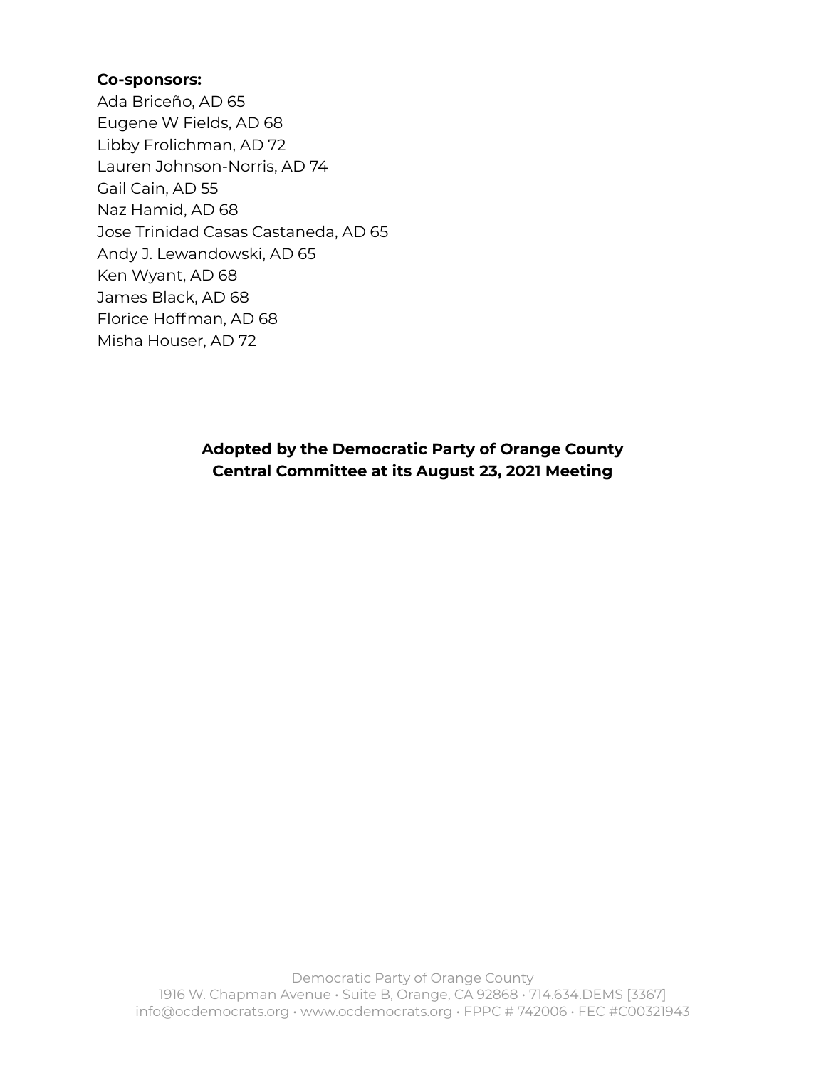**Co-sponsors:**
Ada Briceño, AD 65
Eugene W Fields, AD 68
Libby Frolichman, AD 72
Lauren Johnson-Norris, AD 74
Gail Cain, AD 55
Naz Hamid, AD 68
Jose Trinidad Casas Castaneda, AD 65
Andy J. Lewandowski, AD 65
Ken Wyant, AD 68
James Black, AD 68
Florice Hoffman, AD 68
Misha Houser, AD 72

**Adopted by the Democratic Party of Orange County Central Committee at its August 23, 2021 Meeting**

Democratic Party of Orange County
1916 W. Chapman Avenue • Suite B, Orange, CA 92868 • 714.634.DEMS [3367]
info@ocdemocrats.org • www.ocdemocrats.org • FPPC # 742006 • FEC #C00321943